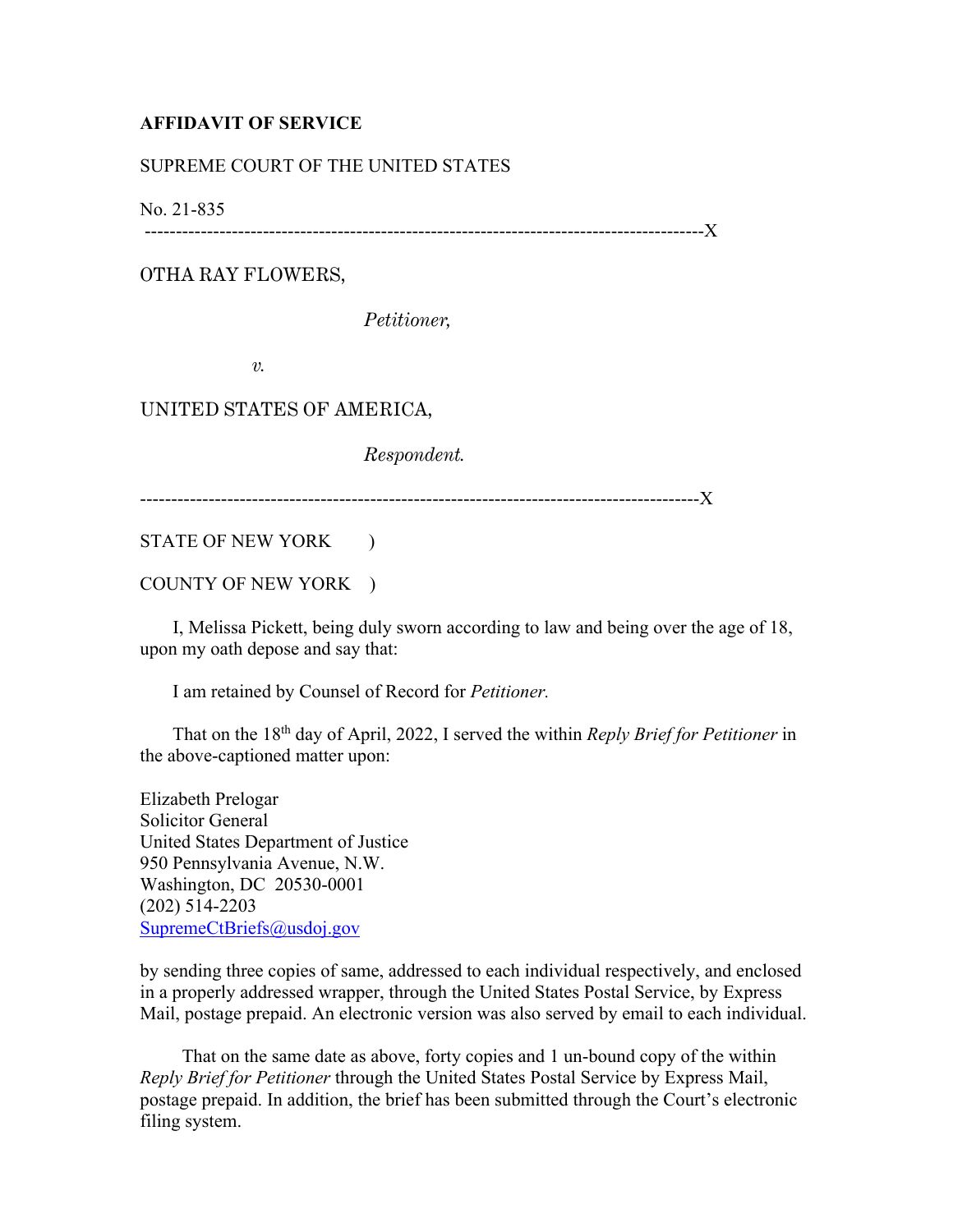**AFFIDAVIT OF SERVICE**

SUPREME COURT OF THE UNITED STATES

No. 21-835

---------------------------------------------------------------------------------------X

OTHA RAY FLOWERS,

*Petitioner,*

*v.*

UNITED STATES OF AMERICA,

*Respondent.*

---------------------------------------------------------------------------------------X

STATE OF NEW YORK )

COUNTY OF NEW YORK )

I, Melissa Pickett, being duly sworn according to law and being over the age of 18, upon my oath depose and say that:

I am retained by Counsel of Record for *Petitioner.*

That on the 18th day of April, 2022, I served the within *Reply Brief for Petitioner* in the above-captioned matter upon:

Elizabeth Prelogar
Solicitor General
United States Department of Justice
950 Pennsylvania Avenue, N.W.
Washington, DC 20530-0001
(202) 514-2203
SupremeCtBriefs@usdoj.gov

by sending three copies of same, addressed to each individual respectively, and enclosed in a properly addressed wrapper, through the United States Postal Service, by Express Mail, postage prepaid. An electronic version was also served by email to each individual.

That on the same date as above, forty copies and 1 un-bound copy of the within *Reply Brief for Petitioner* through the United States Postal Service by Express Mail, postage prepaid. In addition, the brief has been submitted through the Court's electronic filing system.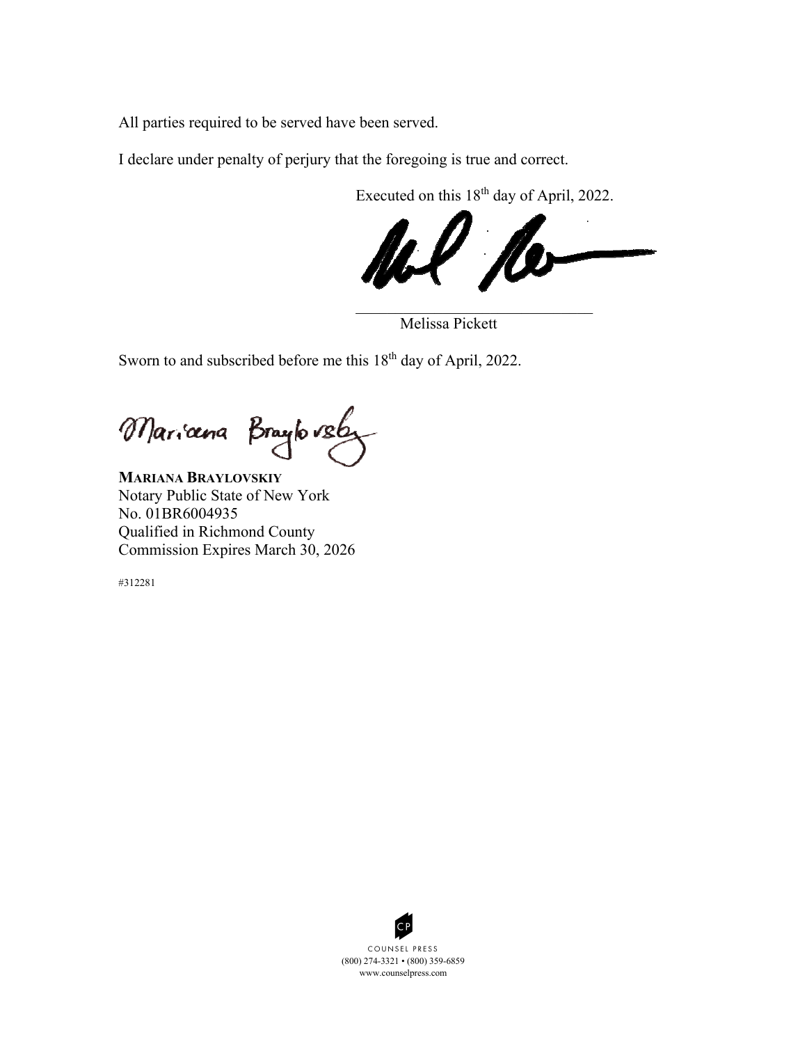All parties required to be served have been served.

I declare under penalty of perjury that the foregoing is true and correct.

Executed on this 18th day of April, 2022.

\_\_\_\_\_\_\_\_\_\_\_\_\_\_\_\_\_\_\_\_\_\_\_\_\_\_\_\_\_\_\_\_

Melissa Pickett

Sworn to and subscribed before me this 18th day of April, 2022.

**MARIANA BRAYLOVSKIY**
Notary Public State of New York
No. 01BR6004935
Qualified in Richmond County
Commission Expires March 30, 2026

#312281

COUNSEL PRESS
(800) 274-3321 • (800) 359-6859
www.counselpress.com